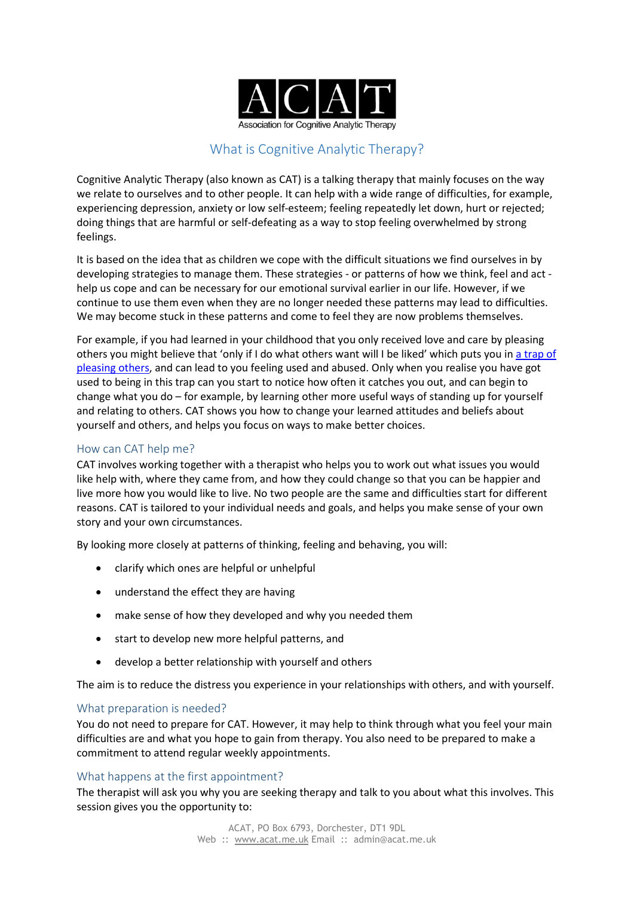ACAT

Association for Cognitive Analytic Therapy

# What is Cognitive Analytic Therapy?

Cognitive Analytic Therapy (also known as CAT) is a talking therapy that mainly focuses on the way we relate to ourselves and to other people. It can help with a wide range of difficulties, for example, experiencing depression, anxiety or low self-esteem; feeling repeatedly let down, hurt or rejected; doing things that are harmful or self-defeating as a way to stop feeling overwhelmed by strong feelings.

It is based on the idea that as children we cope with the difficult situations we find ourselves in by developing strategies to manage them. These strategies - or patterns of how we think, feel and act - help us cope and can be necessary for our emotional survival earlier in our life. However, if we continue to use them even when they are no longer needed these patterns may lead to difficulties. We may become stuck in these patterns and come to feel they are now problems themselves.

For example, if you had learned in your childhood that you only received love and care by pleasing others you might believe that 'only if I do what others want will I be liked' which puts you in a trap of pleasing others, and can lead to you feeling used and abused. Only when you realise you have got used to being in this trap can you start to notice how often it catches you out, and can begin to change what you do – for example, by learning other more useful ways of standing up for yourself and relating to others. CAT shows you how to change your learned attitudes and beliefs about yourself and others, and helps you focus on ways to make better choices.

## How can CAT help me?

CAT involves working together with a therapist who helps you to work out what issues you would like help with, where they came from, and how they could change so that you can be happier and live more how you would like to live. No two people are the same and difficulties start for different reasons. CAT is tailored to your individual needs and goals, and helps you make sense of your own story and your own circumstances.

By looking more closely at patterns of thinking, feeling and behaving, you will:

- clarify which ones are helpful or unhelpful
- understand the effect they are having
- make sense of how they developed and why you needed them
- start to develop new more helpful patterns, and
- develop a better relationship with yourself and others

The aim is to reduce the distress you experience in your relationships with others, and with yourself.

## What preparation is needed?

You do not need to prepare for CAT. However, it may help to think through what you feel your main difficulties are and what you hope to gain from therapy. You also need to be prepared to make a commitment to attend regular weekly appointments.

## What happens at the first appointment?

The therapist will ask you why you are seeking therapy and talk to you about what this involves. This session gives you the opportunity to: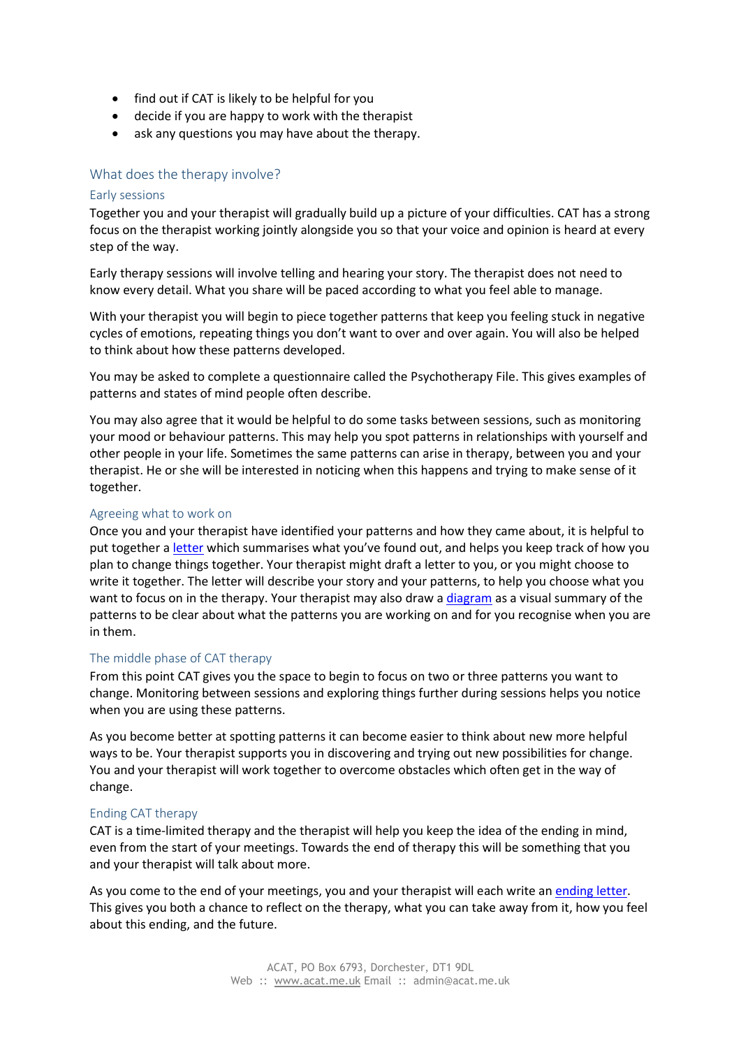- find out if CAT is likely to be helpful for you
- decide if you are happy to work with the therapist
- ask any questions you may have about the therapy.

## What does the therapy involve?

### Early sessions

Together you and your therapist will gradually build up a picture of your difficulties. CAT has a strong focus on the therapist working jointly alongside you so that your voice and opinion is heard at every step of the way.

Early therapy sessions will involve telling and hearing your story. The therapist does not need to know every detail. What you share will be paced according to what you feel able to manage.

With your therapist you will begin to piece together patterns that keep you feeling stuck in negative cycles of emotions, repeating things you don't want to over and over again. You will also be helped to think about how these patterns developed.

You may be asked to complete a questionnaire called the Psychotherapy File. This gives examples of patterns and states of mind people often describe.

You may also agree that it would be helpful to do some tasks between sessions, such as monitoring your mood or behaviour patterns. This may help you spot patterns in relationships with yourself and other people in your life. Sometimes the same patterns can arise in therapy, between you and your therapist. He or she will be interested in noticing when this happens and trying to make sense of it together.

### Agreeing what to work on

Once you and your therapist have identified your patterns and how they came about, it is helpful to put together a letter which summarises what you've found out, and helps you keep track of how you plan to change things together. Your therapist might draft a letter to you, or you might choose to write it together. The letter will describe your story and your patterns, to help you choose what you want to focus on in the therapy. Your therapist may also draw a diagram as a visual summary of the patterns to be clear about what the patterns you are working on and for you recognise when you are in them.

### The middle phase of CAT therapy

From this point CAT gives you the space to begin to focus on two or three patterns you want to change. Monitoring between sessions and exploring things further during sessions helps you notice when you are using these patterns.

As you become better at spotting patterns it can become easier to think about new more helpful ways to be. Your therapist supports you in discovering and trying out new possibilities for change. You and your therapist will work together to overcome obstacles which often get in the way of change.

### Ending CAT therapy

CAT is a time-limited therapy and the therapist will help you keep the idea of the ending in mind, even from the start of your meetings. Towards the end of therapy this will be something that you and your therapist will talk about more.

As you come to the end of your meetings, you and your therapist will each write an ending letter. This gives you both a chance to reflect on the therapy, what you can take away from it, how you feel about this ending, and the future.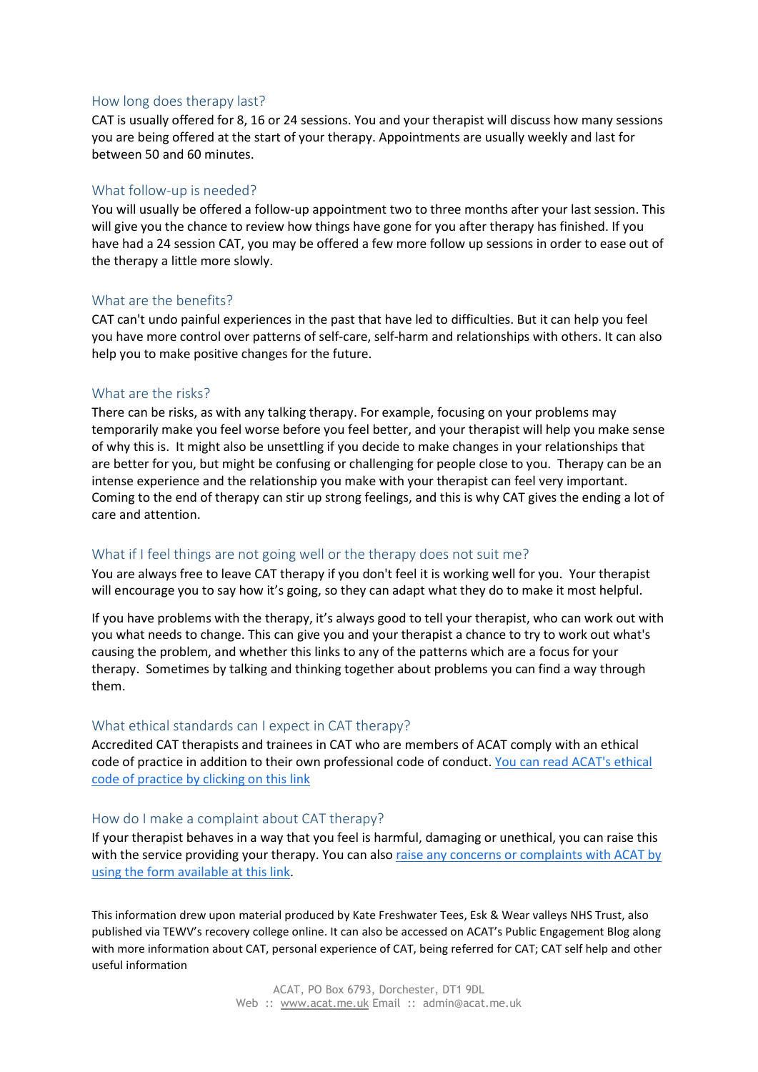## How long does therapy last?

CAT is usually offered for 8, 16 or 24 sessions. You and your therapist will discuss how many sessions you are being offered at the start of your therapy. Appointments are usually weekly and last for between 50 and 60 minutes.

## What follow-up is needed?

You will usually be offered a follow-up appointment two to three months after your last session. This will give you the chance to review how things have gone for you after therapy has finished. If you have had a 24 session CAT, you may be offered a few more follow up sessions in order to ease out of the therapy a little more slowly.

## What are the benefits?

CAT can't undo painful experiences in the past that have led to difficulties. But it can help you feel you have more control over patterns of self-care, self-harm and relationships with others. It can also help you to make positive changes for the future.

## What are the risks?

There can be risks, as with any talking therapy. For example, focusing on your problems may temporarily make you feel worse before you feel better, and your therapist will help you make sense of why this is. It might also be unsettling if you decide to make changes in your relationships that are better for you, but might be confusing or challenging for people close to you. Therapy can be an intense experience and the relationship you make with your therapist can feel very important. Coming to the end of therapy can stir up strong feelings, and this is why CAT gives the ending a lot of care and attention.

## What if I feel things are not going well or the therapy does not suit me?

You are always free to leave CAT therapy if you don't feel it is working well for you. Your therapist will encourage you to say how it's going, so they can adapt what they do to make it most helpful.

If you have problems with the therapy, it's always good to tell your therapist, who can work out with you what needs to change. This can give you and your therapist a chance to try to work out what's causing the problem, and whether this links to any of the patterns which are a focus for your therapy. Sometimes by talking and thinking together about problems you can find a way through them.

## What ethical standards can I expect in CAT therapy?

Accredited CAT therapists and trainees in CAT who are members of ACAT comply with an ethical code of practice in addition to their own professional code of conduct. You can read ACAT's ethical code of practice by clicking on this link

## How do I make a complaint about CAT therapy?

If your therapist behaves in a way that you feel is harmful, damaging or unethical, you can raise this with the service providing your therapy. You can also raise any concerns or complaints with ACAT by using the form available at this link.

This information drew upon material produced by Kate Freshwater Tees, Esk & Wear valleys NHS Trust, also published via TEWV's recovery college online. It can also be accessed on ACAT's Public Engagement Blog along with more information about CAT, personal experience of CAT, being referred for CAT; CAT self help and other useful information

ACAT, PO Box 6793, Dorchester, DT1 9DL
Web :: www.acat.me.uk Email :: admin@acat.me.uk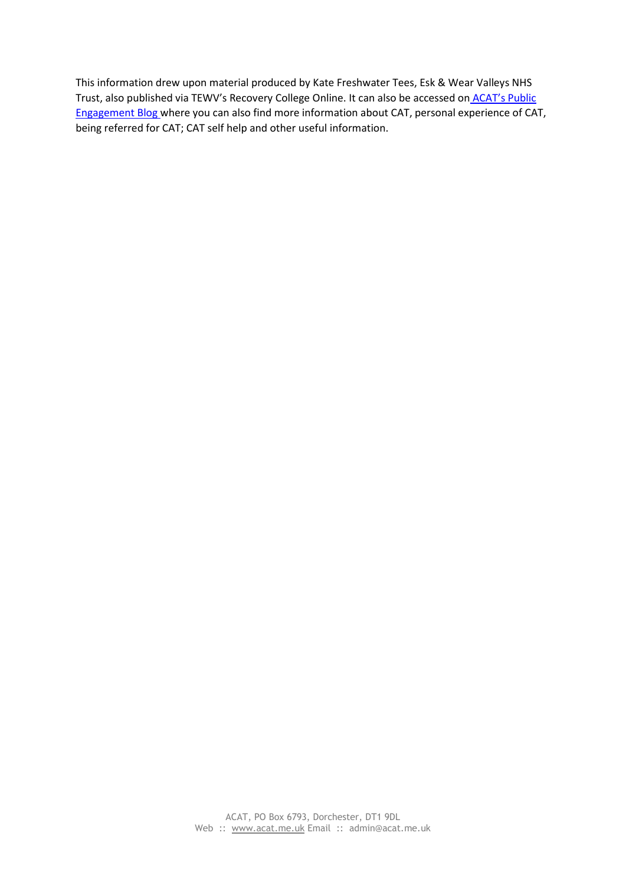This information drew upon material produced by Kate Freshwater Tees, Esk & Wear Valleys NHS Trust, also published via TEWV's Recovery College Online. It can also be accessed on ACAT's Public Engagement Blog where you can also find more information about CAT, personal experience of CAT, being referred for CAT; CAT self help and other useful information.